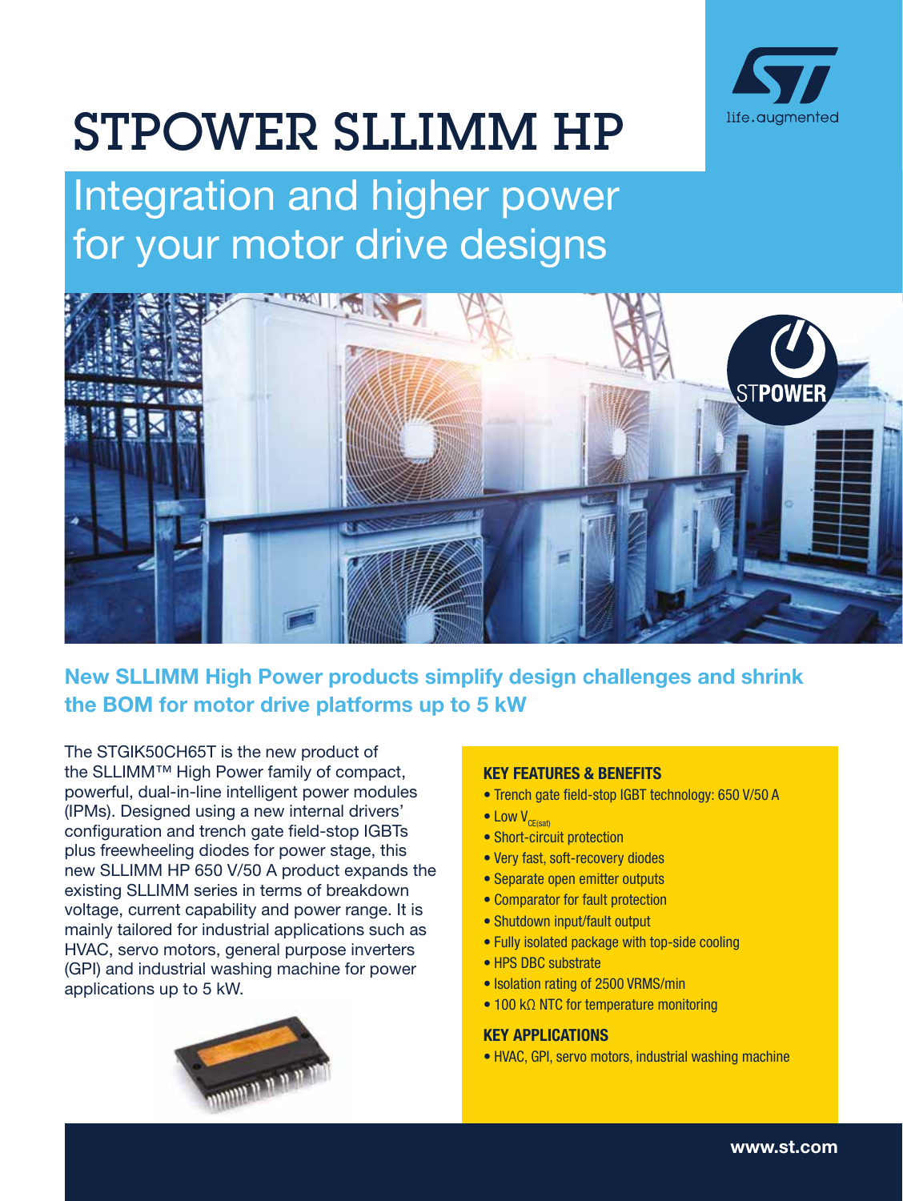# STPOWER SLLIMM HP

## Integration and higher power for your motor drive designs

### New SLLIMM High Power products simplify design challenges and shrink the BOM for motor drive platforms up to 5 kW

The STGIK50CH65T is the new product of the SLLIMM™ High Power family of compact, powerful, dual-in-line intelligent power modules (IPMs). Designed using a new internal drivers' configuration and trench gate field-stop IGBTs plus freewheeling diodes for power stage, this new SLLIMM HP 650 V/50 A product expands the existing SLLIMM series in terms of breakdown voltage, current capability and power range. It is mainly tailored for industrial applications such as HVAC, servo motors, general purpose inverters (GPI) and industrial washing machine for power applications up to 5 kW.

**KEY FEATURES & BENEFITS**

- Trench gate field-stop IGBT technology: 650 V/50 A
- Low $V_{CE(sat)}$
- Short-circuit protection
- Very fast, soft-recovery diodes
- Separate open emitter outputs
- Comparator for fault protection
- Shutdown input/fault output
- Fully isolated package with top-side cooling
- HPS DBC substrate
- Isolation rating of 2500 VRMS/min
- 100 kΩ NTC for temperature monitoring

**KEY APPLICATIONS**

- HVAC, GPI, servo motors, industrial washing machine

www.st.com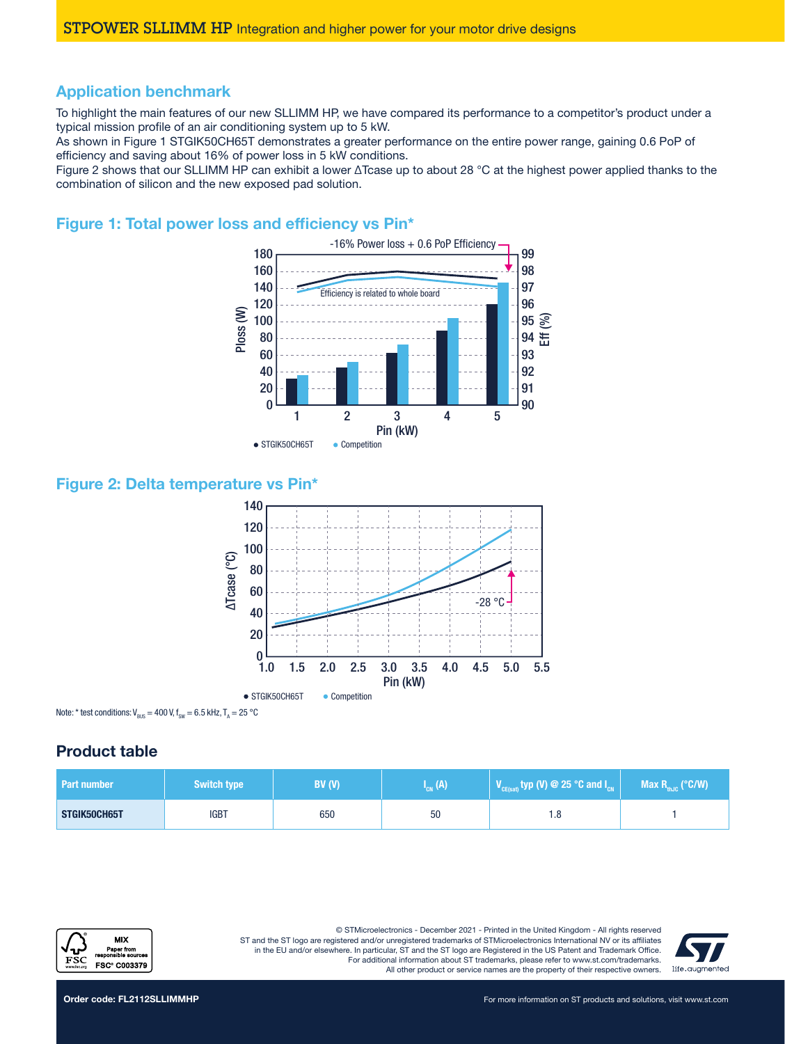## Application benchmark

To highlight the main features of our new SLLIMM HP, we have compared its performance to a competitor's product under a typical mission profile of an air conditioning system up to 5 kW.
As shown in Figure 1 STGIK50CH65T demonstrates a greater performance on the entire power range, gaining 0.6 PoP of efficiency and saving about 16% of power loss in 5 kW conditions.
Figure 2 shows that our SLLIMM HP can exhibit a lower ΔTcase up to about 28 °C at the highest power applied thanks to the combination of silicon and the new exposed pad solution.

### Figure 1: Total power loss and efficiency vs Pin*

-16% Power loss + 0.6 PoP Efficiency

Efficiency is related to whole board

Ploss (W): 0, 20, 40, 60, 80, 100, 120, 140, 160, 180

Eff (%): 90, 91, 92, 93, 94, 95, 96, 97, 98, 99

Pin (kW): 1, 2, 3, 4, 5

● STGIK50CH65T ● Competition

### Figure 2: Delta temperature vs Pin*

ΔTcase (°C): 0, 20, 40, 60, 80, 100, 120, 140

Pin (kW): 1.0, 1.5, 2.0, 2.5, 3.0, 3.5, 4.0, 4.5, 5.0, 5.5

-28 °C

● STGIK50CH65T ● Competition

Note: * test conditions: $V_{BUS}$ = 400 V, $f_{SW}$ = 6.5 kHz, $T_A$ = 25 °C

## Product table

| Part number | Switch type | BV (V) | $I_{CN}$ (A) | $V_{CE(sat)}$ typ (V) @ 25 °C and $I_{CN}$ | Max $R_{thJC}$ (°C/W) |
|---|---|---|---|---|---|
| **STGIK50CH65T** | IGBT | 650 | 50 | 1.8 | 1 |

MIX
Paper from responsible sources
FSC® C003379

© STMicroelectronics - December 2021 - Printed in the United Kingdom - All rights reserved
ST and the ST logo are registered and/or unregistered trademarks of STMicroelectronics International NV or its affiliates in the EU and/or elsewhere. In particular, ST and the ST logo are Registered in the US Patent and Trademark Office. For additional information about ST trademarks, please refer to www.st.com/trademarks.
All other product or service names are the property of their respective owners.

life.augmented

Order code: FL2112SLLIMMHP

For more information on ST products and solutions, visit www.st.com